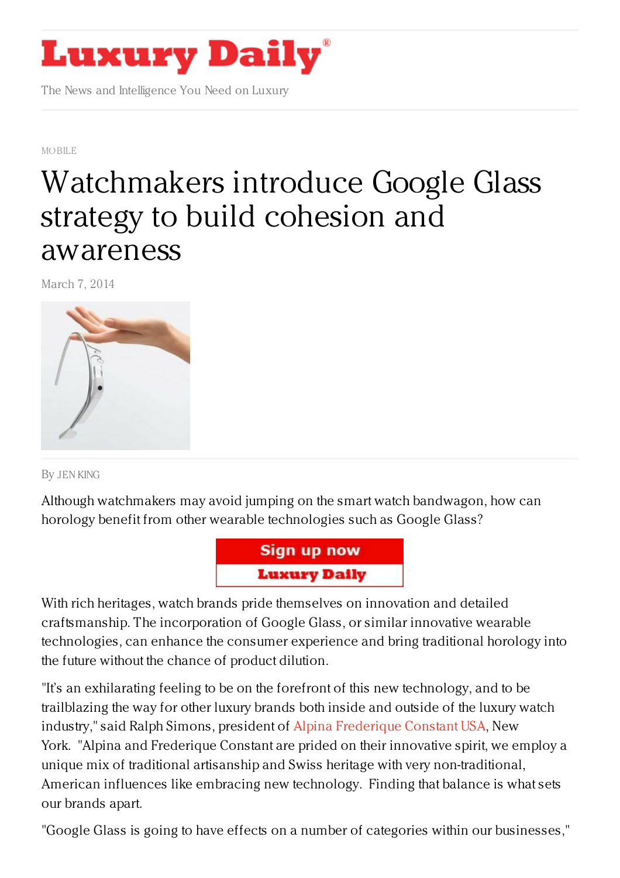# Luxury Daily

The News and Intelligence You Need on Luxury

MOBILE

# Watchmakers introduce Google Glass strategy to build cohesion and awareness

March 7, 2014

By JEN KING

Although watchmakers may avoid jumping on the smart watch bandwagon, how can horology benefit from other wearable technologies such as Google Glass?

With rich heritages, watch brands pride themselves on innovation and detailed craftsmanship. The incorporation of Google Glass, or similar innovative wearable technologies, can enhance the consumer experience and bring traditional horology into the future without the chance of product dilution.

"It's an exhilarating feeling to be on the forefront of this new technology, and to be trailblazing the way for other luxury brands both inside and outside of the luxury watch industry," said Ralph Simons, president of Alpina Frederique Constant USA, New York. "Alpina and Frederique Constant are prided on their innovative spirit, we employ a unique mix of traditional artisanship and Swiss heritage with very non-traditional, American influences like embracing new technology. Finding that balance is what sets our brands apart.

"Google Glass is going to have effects on a number of categories within our businesses,"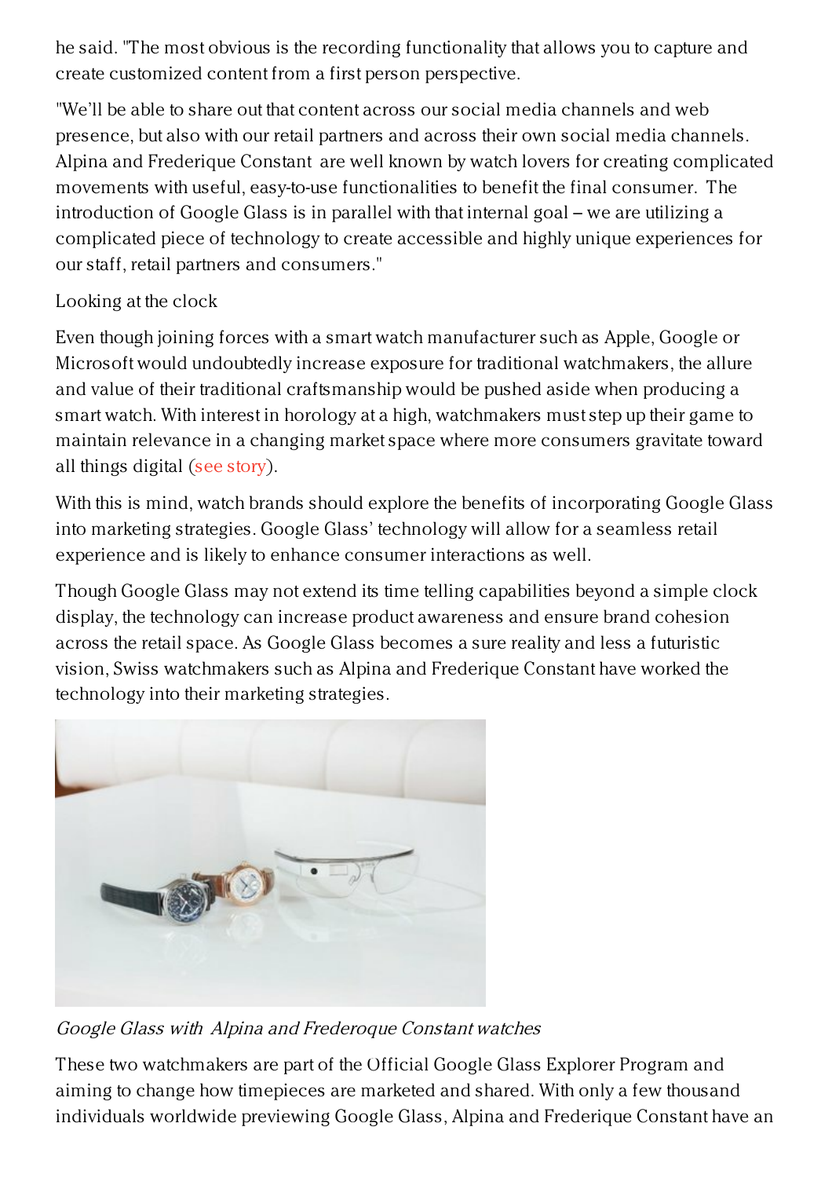he said. "The most obvious is the recording functionality that allows you to capture and create customized content from a first person perspective.

"We'll be able to share out that content across our social media channels and web presence, but also with our retail partners and across their own social media channels. Alpina and Frederique Constant are well known by watch lovers for creating complicated movements with useful, easy-to-use functionalities to benefit the final consumer. The introduction of Google Glass is in parallel with that internal goal – we are utilizing a complicated piece of technology to create accessible and highly unique experiences for our staff, retail partners and consumers."

## Looking at the clock

Even though joining forces with a smart watch manufacturer such as Apple, Google or Microsoft would undoubtedly increase exposure for traditional watchmakers, the allure and value of their traditional craftsmanship would be pushed aside when producing a smart watch. With interest in horology at a high, watchmakers must step up their game to maintain relevance in a changing market space where more consumers gravitate toward all things digital (see story).

With this is mind, watch brands should explore the benefits of incorporating Google Glass into marketing strategies. Google Glass' technology will allow for a seamless retail experience and is likely to enhance consumer interactions as well.

Though Google Glass may not extend its time telling capabilities beyond a simple clock display, the technology can increase product awareness and ensure brand cohesion across the retail space. As Google Glass becomes a sure reality and less a futuristic vision, Swiss watchmakers such as Alpina and Frederique Constant have worked the technology into their marketing strategies.

*Google Glass with Alpina and Frederoque Constant watches*

These two watchmakers are part of the Official Google Glass Explorer Program and aiming to change how timepieces are marketed and shared. With only a few thousand individuals worldwide previewing Google Glass, Alpina and Frederique Constant have an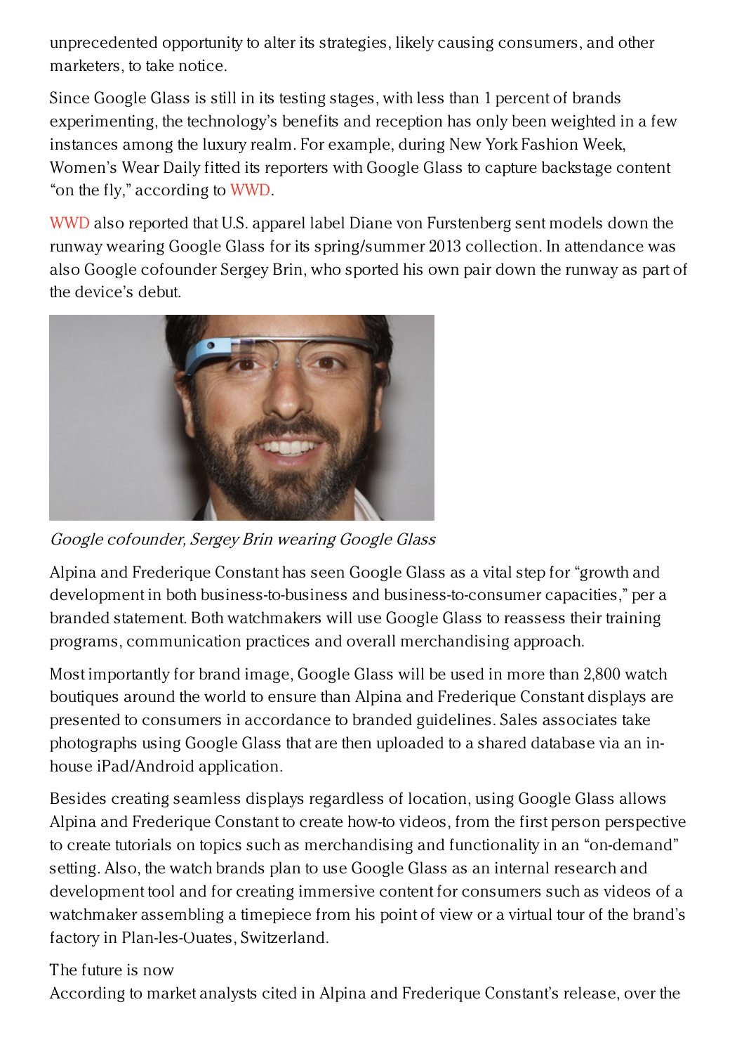unprecedented opportunity to alter its strategies, likely causing consumers, and other marketers, to take notice.

Since Google Glass is still in its testing stages, with less than 1 percent of brands experimenting, the technology's benefits and reception has only been weighted in a few instances among the luxury realm. For example, during New York Fashion Week, Women's Wear Daily fitted its reporters with Google Glass to capture backstage content "on the fly," according to WWD.

WWD also reported that U.S. apparel label Diane von Furstenberg sent models down the runway wearing Google Glass for its spring/summer 2013 collection. In attendance was also Google cofounder Sergey Brin, who sported his own pair down the runway as part of the device's debut.

*Google cofounder, Sergey Brin wearing Google Glass*

Alpina and Frederique Constant has seen Google Glass as a vital step for "growth and development in both business-to-business and business-to-consumer capacities," per a branded statement. Both watchmakers will use Google Glass to reassess their training programs, communication practices and overall merchandising approach.

Most importantly for brand image, Google Glass will be used in more than 2,800 watch boutiques around the world to ensure than Alpina and Frederique Constant displays are presented to consumers in accordance to branded guidelines. Sales associates take photographs using Google Glass that are then uploaded to a shared database via an in-house iPad/Android application.

Besides creating seamless displays regardless of location, using Google Glass allows Alpina and Frederique Constant to create how-to videos, from the first person perspective to create tutorials on topics such as merchandising and functionality in an "on-demand" setting. Also, the watch brands plan to use Google Glass as an internal research and development tool and for creating immersive content for consumers such as videos of a watchmaker assembling a timepiece from his point of view or a virtual tour of the brand's factory in Plan-les-Ouates, Switzerland.

The future is now

According to market analysts cited in Alpina and Frederique Constant's release, over the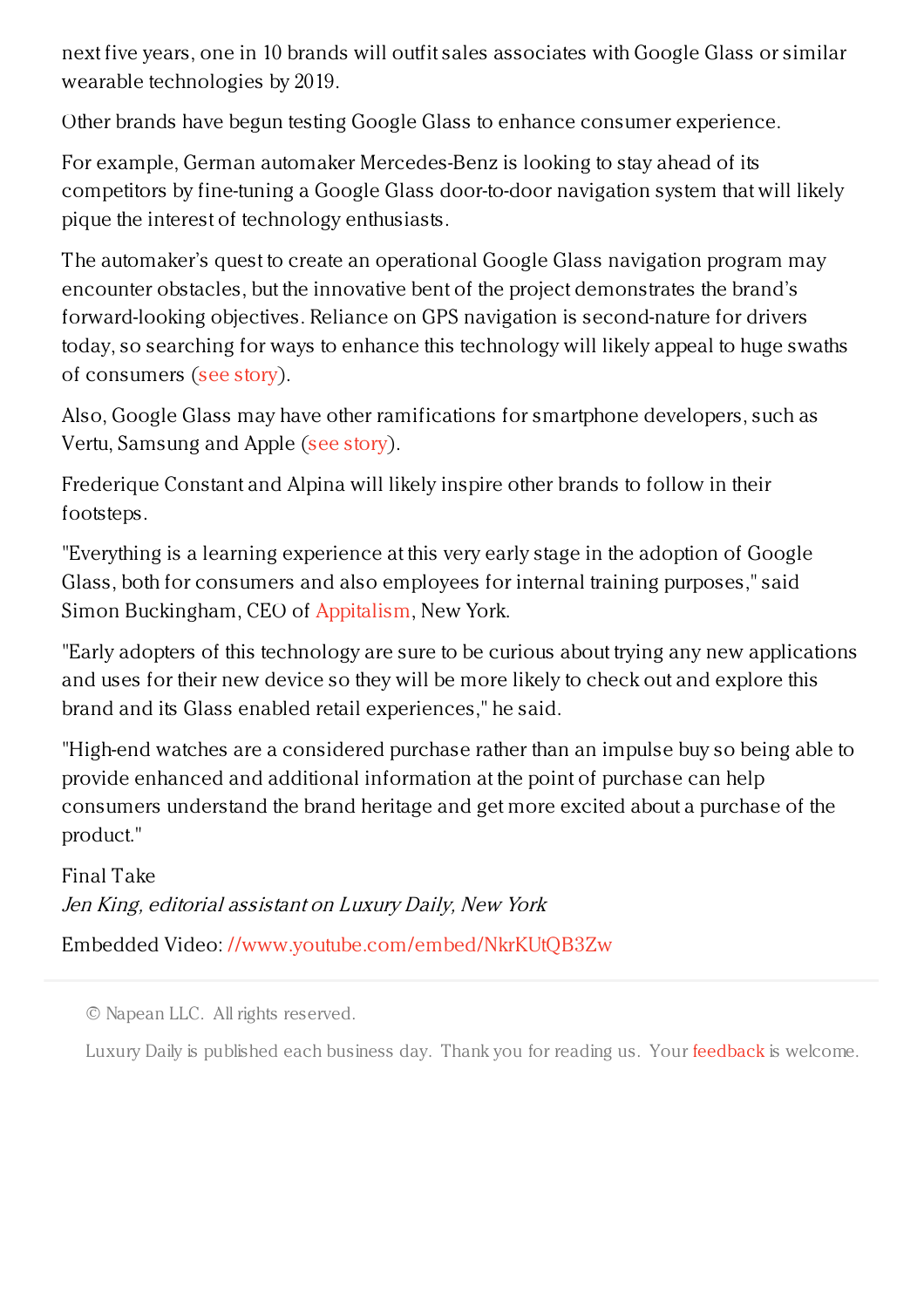next five years, one in 10 brands will outfit sales associates with Google Glass or similar wearable technologies by 2019.

Other brands have begun testing Google Glass to enhance consumer experience.

For example, German automaker Mercedes-Benz is looking to stay ahead of its competitors by fine-tuning a Google Glass door-to-door navigation system that will likely pique the interest of technology enthusiasts.

The automaker's quest to create an operational Google Glass navigation program may encounter obstacles, but the innovative bent of the project demonstrates the brand's forward-looking objectives. Reliance on GPS navigation is second-nature for drivers today, so searching for ways to enhance this technology will likely appeal to huge swaths of consumers (see story).

Also, Google Glass may have other ramifications for smartphone developers, such as Vertu, Samsung and Apple (see story).

Frederique Constant and Alpina will likely inspire other brands to follow in their footsteps.

"Everything is a learning experience at this very early stage in the adoption of Google Glass, both for consumers and also employees for internal training purposes," said Simon Buckingham, CEO of Appitalism, New York.

"Early adopters of this technology are sure to be curious about trying any new applications and uses for their new device so they will be more likely to check out and explore this brand and its Glass enabled retail experiences," he said.

"High-end watches are a considered purchase rather than an impulse buy so being able to provide enhanced and additional information at the point of purchase can help consumers understand the brand heritage and get more excited about a purchase of the product."

Final Take
*Jen King, editorial assistant on Luxury Daily, New York*

Embedded Video: //www.youtube.com/embed/NkrKUtQB3Zw

© Napean LLC. All rights reserved.

Luxury Daily is published each business day. Thank you for reading us. Your feedback is welcome.